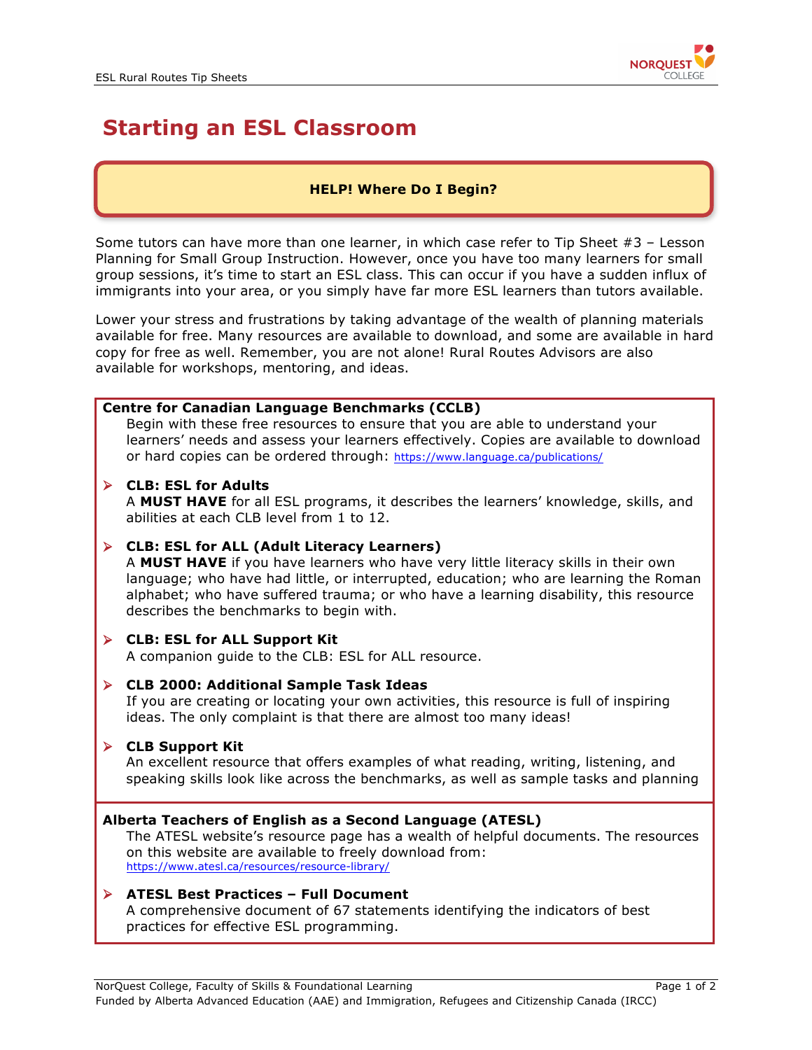# Starting an ESL Classroom

**HELP! Where Do I Begin?**

Some tutors can have more than one learner, in which case refer to Tip Sheet #3 – Lesson Planning for Small Group Instruction. However, once you have too many learners for small group sessions, it's time to start an ESL class. This can occur if you have a sudden influx of immigrants into your area, or you simply have far more ESL learners than tutors available.

Lower your stress and frustrations by taking advantage of the wealth of planning materials available for free. Many resources are available to download, and some are available in hard copy for free as well. Remember, you are not alone! Rural Routes Advisors are also available for workshops, mentoring, and ideas.

**Centre for Canadian Language Benchmarks (CCLB)**

Begin with these free resources to ensure that you are able to understand your learners' needs and assess your learners effectively. Copies are available to download or hard copies can be ordered through: https://www.language.ca/publications/

- **CLB: ESL for Adults**
  A **MUST HAVE** for all ESL programs, it describes the learners' knowledge, skills, and abilities at each CLB level from 1 to 12.

- **CLB: ESL for ALL (Adult Literacy Learners)**
  A **MUST HAVE** if you have learners who have very little literacy skills in their own language; who have had little, or interrupted, education; who are learning the Roman alphabet; who have suffered trauma; or who have a learning disability, this resource describes the benchmarks to begin with.

- **CLB: ESL for ALL Support Kit**
  A companion guide to the CLB: ESL for ALL resource.

- **CLB 2000: Additional Sample Task Ideas**
  If you are creating or locating your own activities, this resource is full of inspiring ideas. The only complaint is that there are almost too many ideas!

- **CLB Support Kit**
  An excellent resource that offers examples of what reading, writing, listening, and speaking skills look like across the benchmarks, as well as sample tasks and planning

**Alberta Teachers of English as a Second Language (ATESL)**

The ATESL website's resource page has a wealth of helpful documents. The resources on this website are available to freely download from: https://www.atesl.ca/resources/resource-library/

- **ATESL Best Practices – Full Document**
  A comprehensive document of 67 statements identifying the indicators of best practices for effective ESL programming.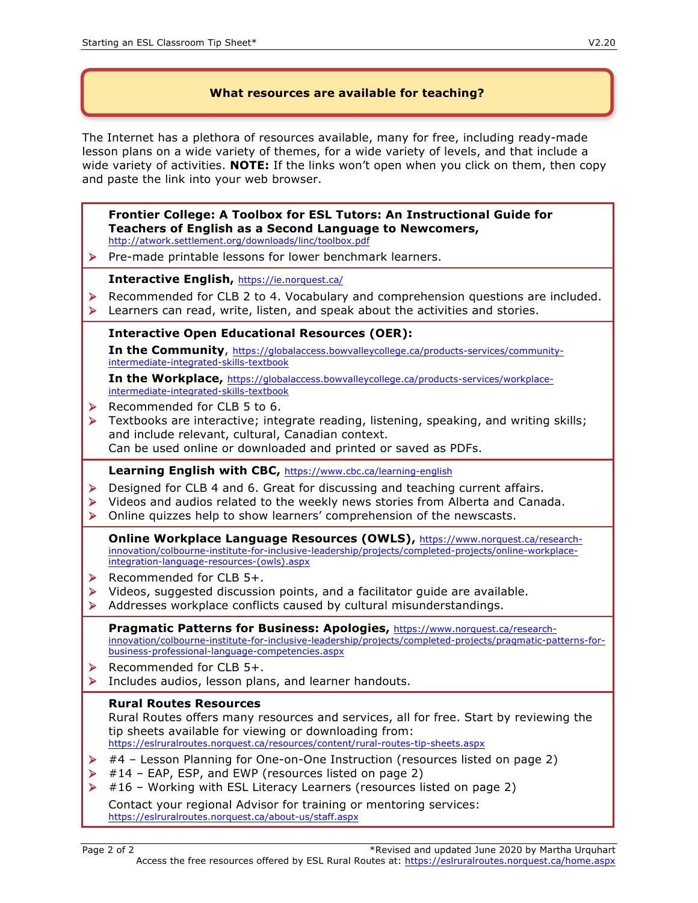## What resources are available for teaching?

The Internet has a plethora of resources available, many for free, including ready-made lesson plans on a wide variety of themes, for a wide variety of levels, and that include a wide variety of activities. **NOTE:** If the links won't open when you click on them, then copy and paste the link into your web browser.

**Frontier College: A Toolbox for ESL Tutors: An Instructional Guide for Teachers of English as a Second Language to Newcomers,** http://atwork.settlement.org/downloads/linc/toolbox.pdf

- Pre-made printable lessons for lower benchmark learners.

**Interactive English,** https://ie.norquest.ca/

- Recommended for CLB 2 to 4. Vocabulary and comprehension questions are included.
- Learners can read, write, listen, and speak about the activities and stories.

**Interactive Open Educational Resources (OER):**

**In the Community,** https://globalaccess.bowvalleycollege.ca/products-services/community-intermediate-integrated-skills-textbook

**In the Workplace,** https://globalaccess.bowvalleycollege.ca/products-services/workplace-intermediate-integrated-skills-textbook

- Recommended for CLB 5 to 6.
- Textbooks are interactive; integrate reading, listening, speaking, and writing skills; and include relevant, cultural, Canadian context.
  Can be used online or downloaded and printed or saved as PDFs.

**Learning English with CBC,** https://www.cbc.ca/learning-english

- Designed for CLB 4 and 6. Great for discussing and teaching current affairs.
- Videos and audios related to the weekly news stories from Alberta and Canada.
- Online quizzes help to show learners' comprehension of the newscasts.

**Online Workplace Language Resources (OWLS),** https://www.norquest.ca/research-innovation/colbourne-institute-for-inclusive-leadership/projects/completed-projects/online-workplace-integration-language-resources-(owls).aspx

- Recommended for CLB 5+.
- Videos, suggested discussion points, and a facilitator guide are available.
- Addresses workplace conflicts caused by cultural misunderstandings.

**Pragmatic Patterns for Business: Apologies,** https://www.norquest.ca/research-innovation/colbourne-institute-for-inclusive-leadership/projects/completed-projects/pragmatic-patterns-for-business-professional-language-competencies.aspx

- Recommended for CLB 5+.
- Includes audios, lesson plans, and learner handouts.

**Rural Routes Resources**

Rural Routes offers many resources and services, all for free. Start by reviewing the tip sheets available for viewing or downloading from: https://eslruralroutes.norquest.ca/resources/content/rural-routes-tip-sheets.aspx

- #4 – Lesson Planning for One-on-One Instruction (resources listed on page 2)
- #14 – EAP, ESP, and EWP (resources listed on page 2)
- #16 – Working with ESL Literacy Learners (resources listed on page 2)

Contact your regional Advisor for training or mentoring services: https://eslruralroutes.norquest.ca/about-us/staff.aspx

*Revised and updated June 2020 by Martha Urquhart

Access the free resources offered by ESL Rural Routes at: https://eslruralroutes.norquest.ca/home.aspx